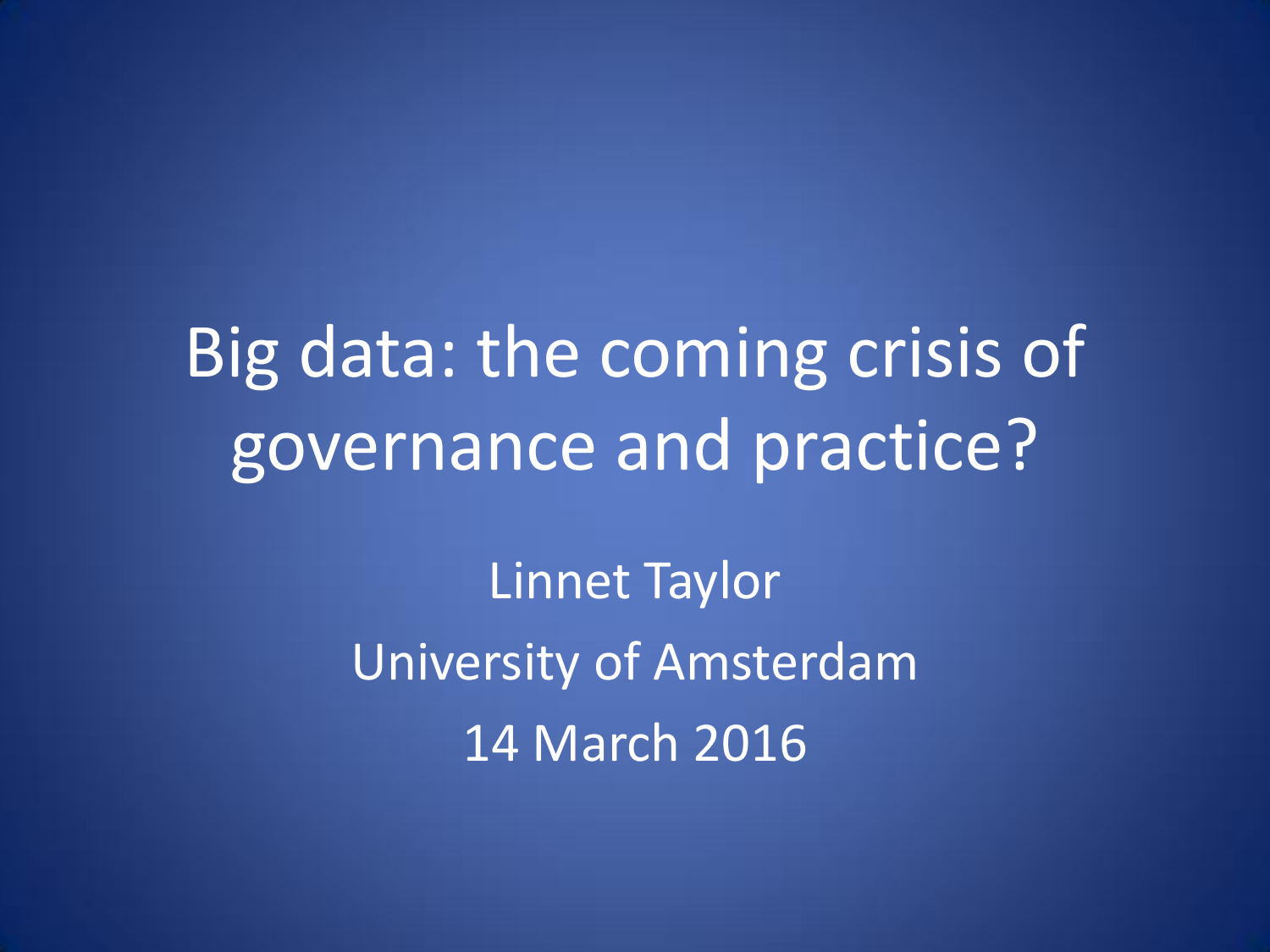# Big data: the coming crisis of governance and practice?

Linnet Taylor

University of Amsterdam

14 March 2016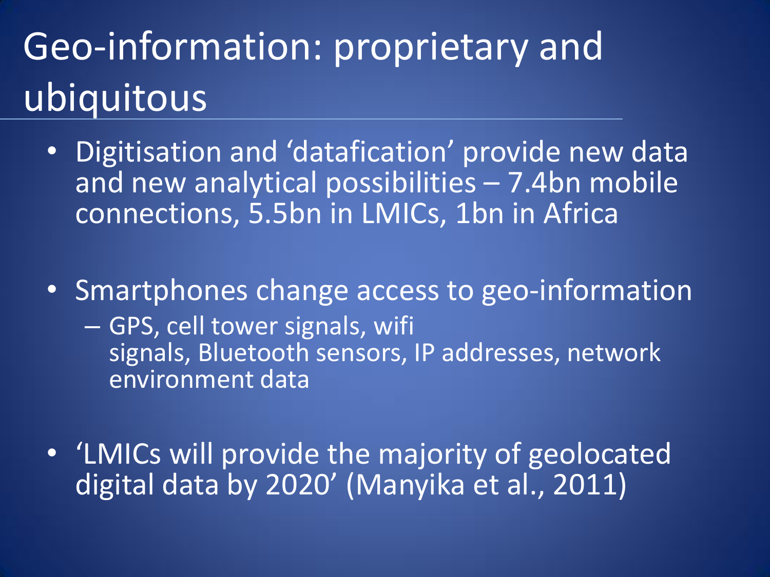# Geo-information: proprietary and ubiquitous

- Digitisation and 'datafication' provide new data and new analytical possibilities – 7.4bn mobile connections, 5.5bn in LMICs, 1bn in Africa
- Smartphones change access to geo-information
  - GPS, cell tower signals, wifi signals, Bluetooth sensors, IP addresses, network environment data
- 'LMICs will provide the majority of geolocated digital data by 2020' (Manyika et al., 2011)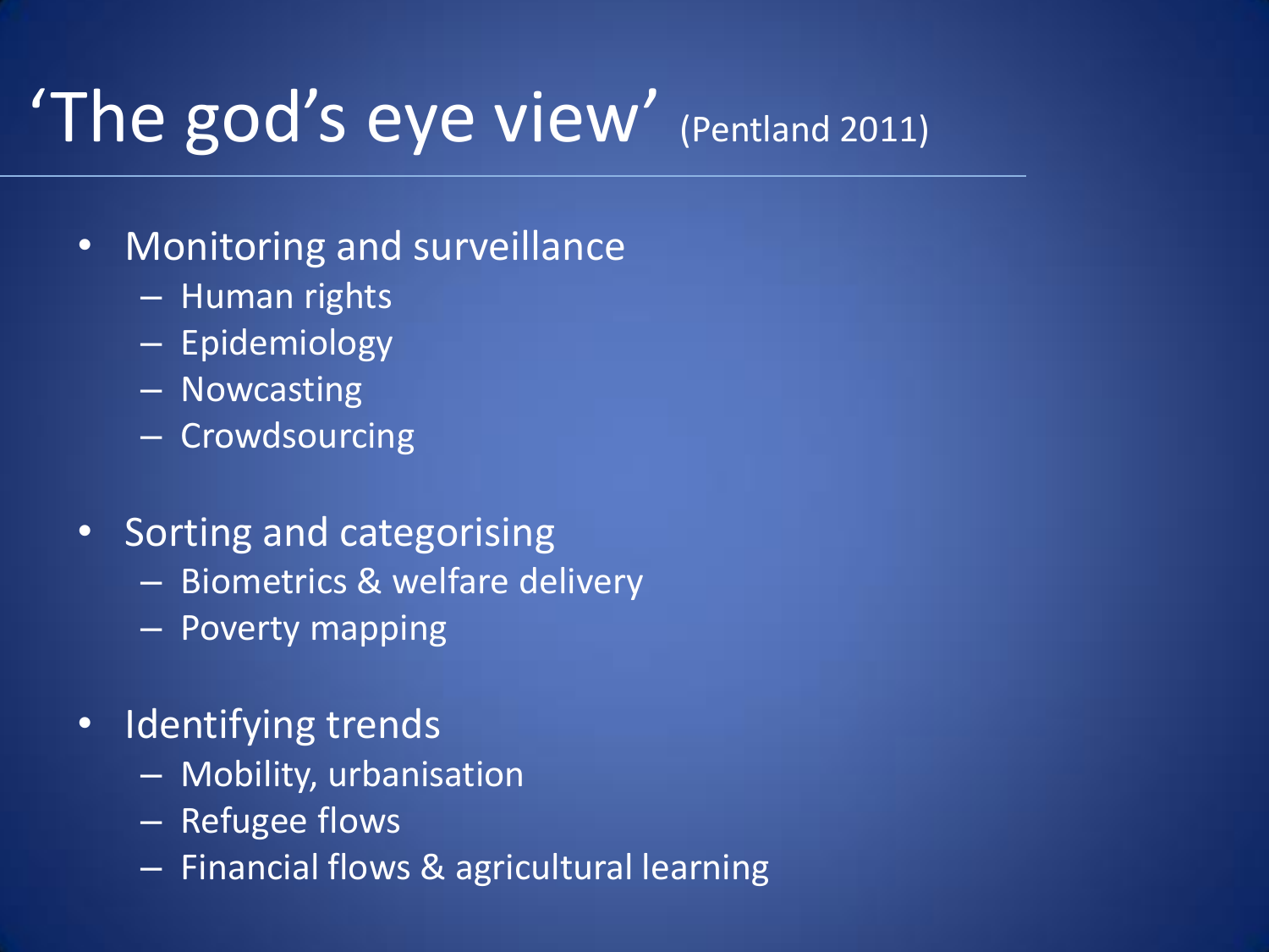# 'The god's eye view' (Pentland 2011)

- Monitoring and surveillance
  - Human rights
  - Epidemiology
  - Nowcasting
  - Crowdsourcing
- Sorting and categorising
  - Biometrics & welfare delivery
  - Poverty mapping
- Identifying trends
  - Mobility, urbanisation
  - Refugee flows
  - Financial flows & agricultural learning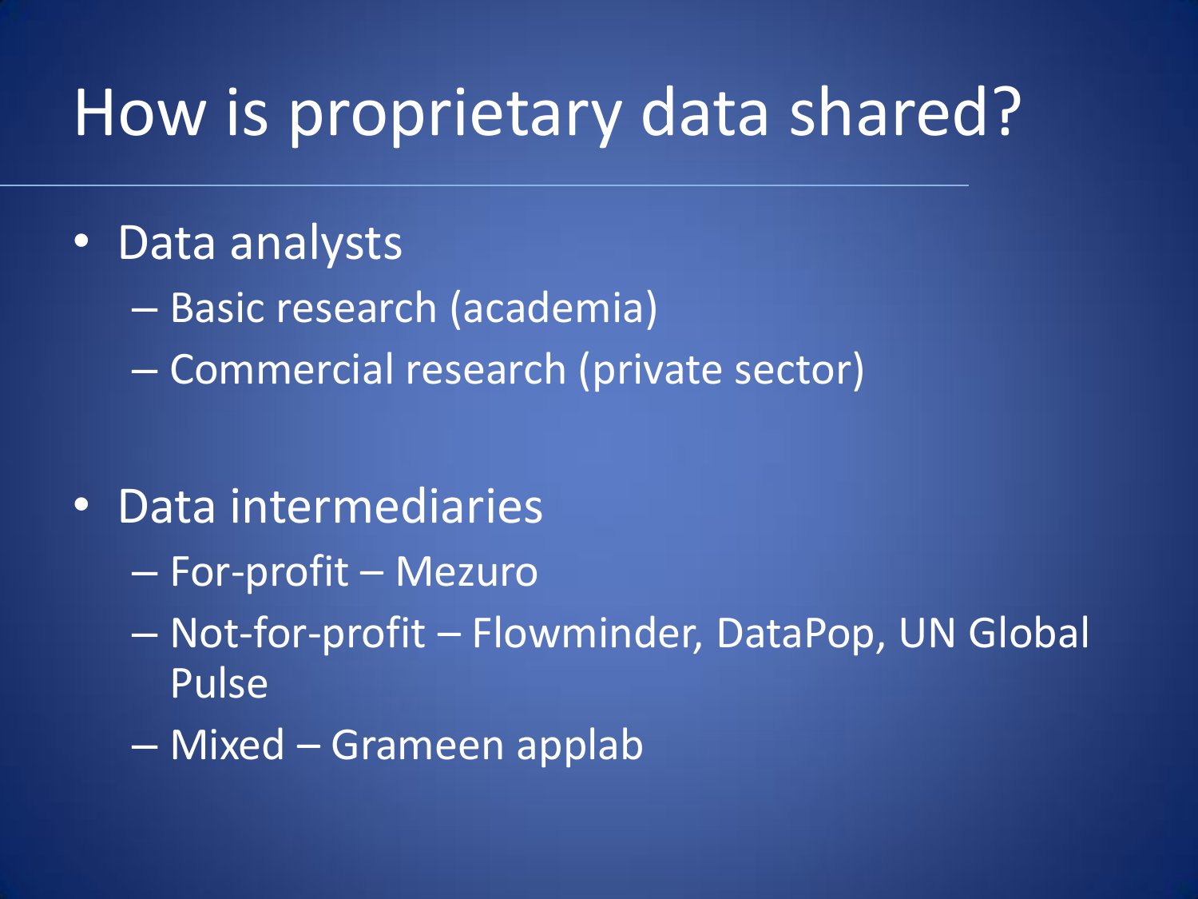# How is proprietary data shared?

- Data analysts
  - Basic research (academia)
  - Commercial research (private sector)

- Data intermediaries
  - For-profit – Mezuro
  - Not-for-profit – Flowminder, DataPop, UN Global Pulse
  - Mixed – Grameen applab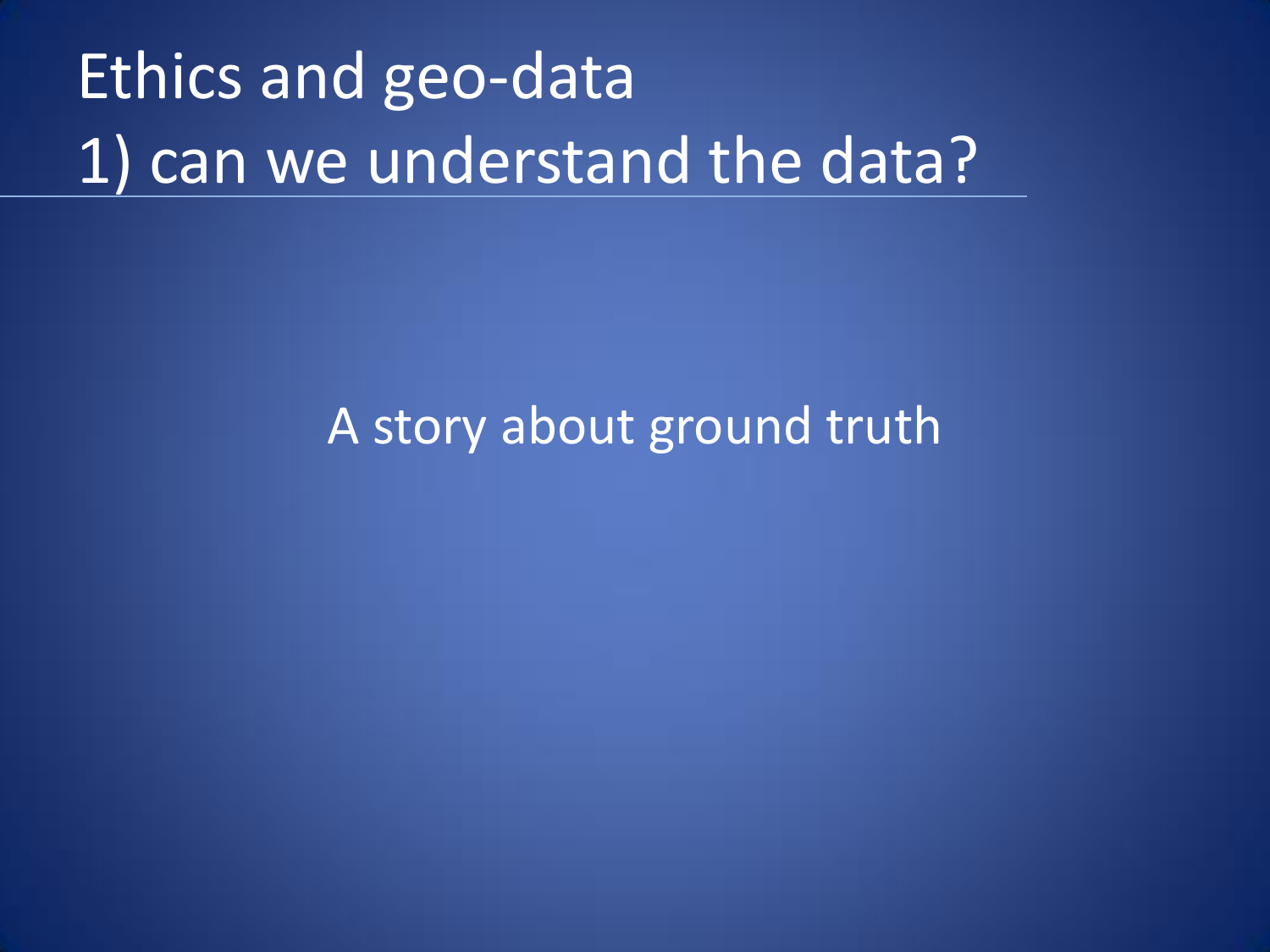# Ethics and geo-data
# 1) can we understand the data?

A story about ground truth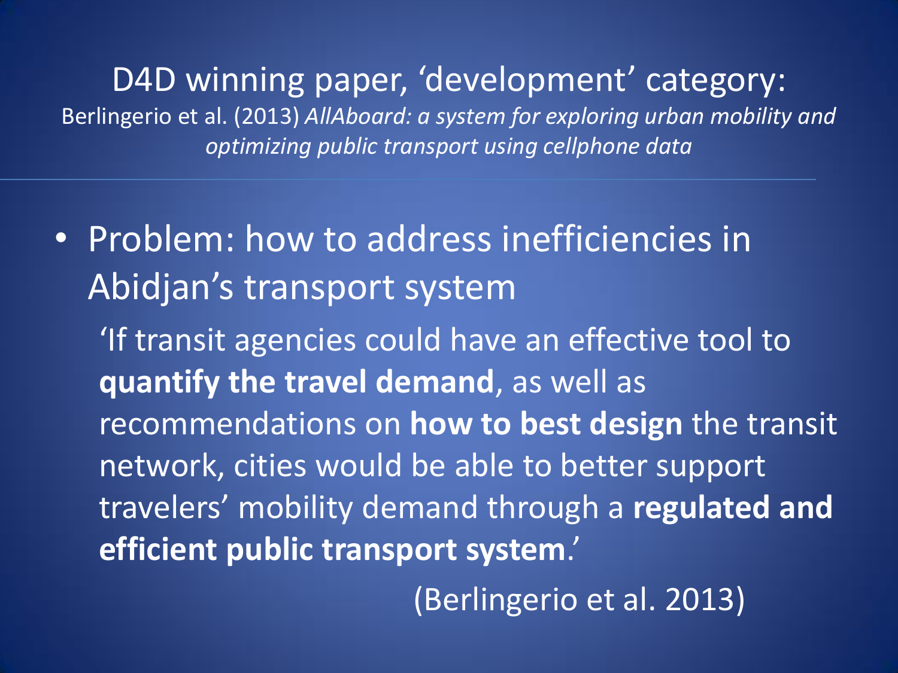# D4D winning paper, 'development' category:

Berlingerio et al. (2013) *AllAboard: a system for exploring urban mobility and optimizing public transport using cellphone data*

- Problem: how to address inefficiencies in Abidjan's transport system

  'If transit agencies could have an effective tool to **quantify the travel demand**, as well as recommendations on **how to best design** the transit network, cities would be able to better support travelers' mobility demand through a **regulated and efficient public transport system**.'

  (Berlingerio et al. 2013)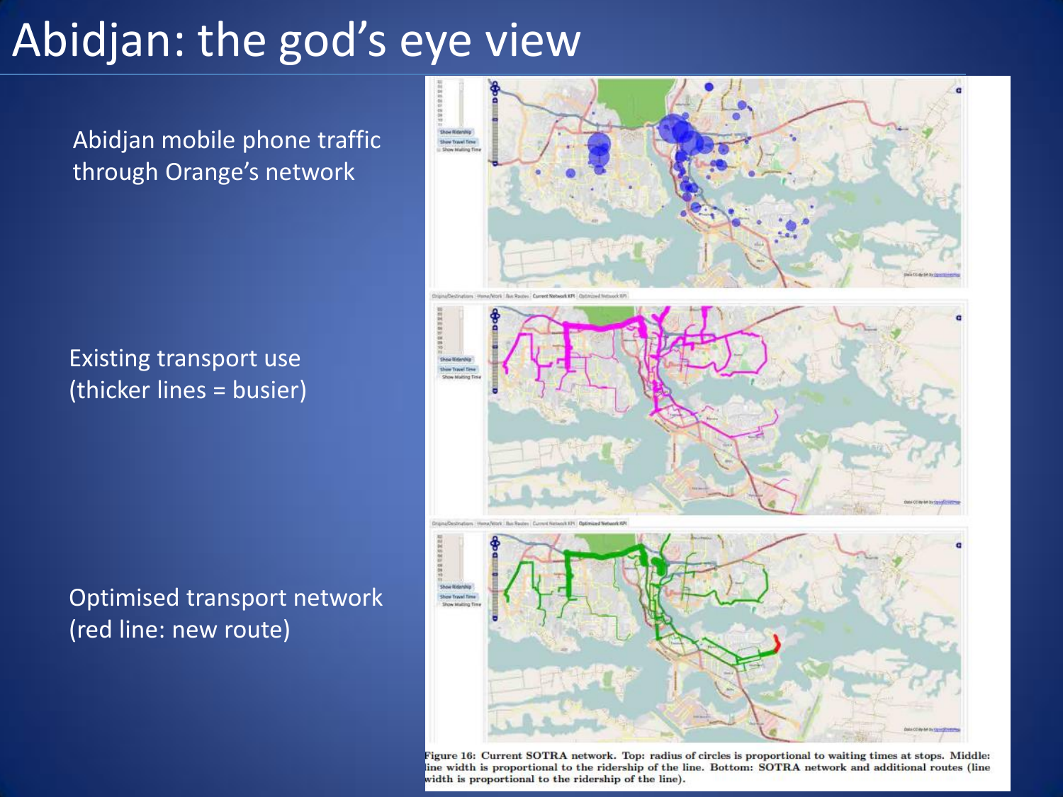# Abidjan: the god's eye view

Abidjan mobile phone traffic through Orange's network

Existing transport use (thicker lines = busier)

Optimised transport network (red line: new route)

Figure 16: Current SOTRA network. Top: radius of circles is proportional to waiting times at stops. Middle: line width is proportional to the ridership of the line. Bottom: SOTRA network and additional routes (line width is proportional to the ridership of the line).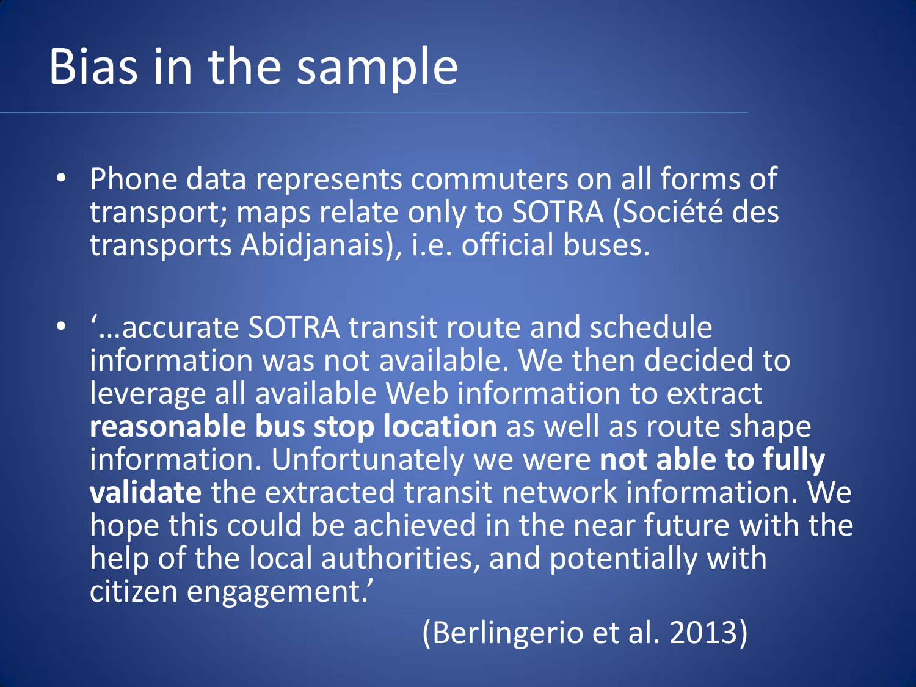# Bias in the sample

- Phone data represents commuters on all forms of transport; maps relate only to SOTRA (Société des transports Abidjanais), i.e. official buses.
- '…accurate SOTRA transit route and schedule information was not available. We then decided to leverage all available Web information to extract **reasonable bus stop location** as well as route shape information. Unfortunately we were **not able to fully validate** the extracted transit network information. We hope this could be achieved in the near future with the help of the local authorities, and potentially with citizen engagement.'

(Berlingerio et al. 2013)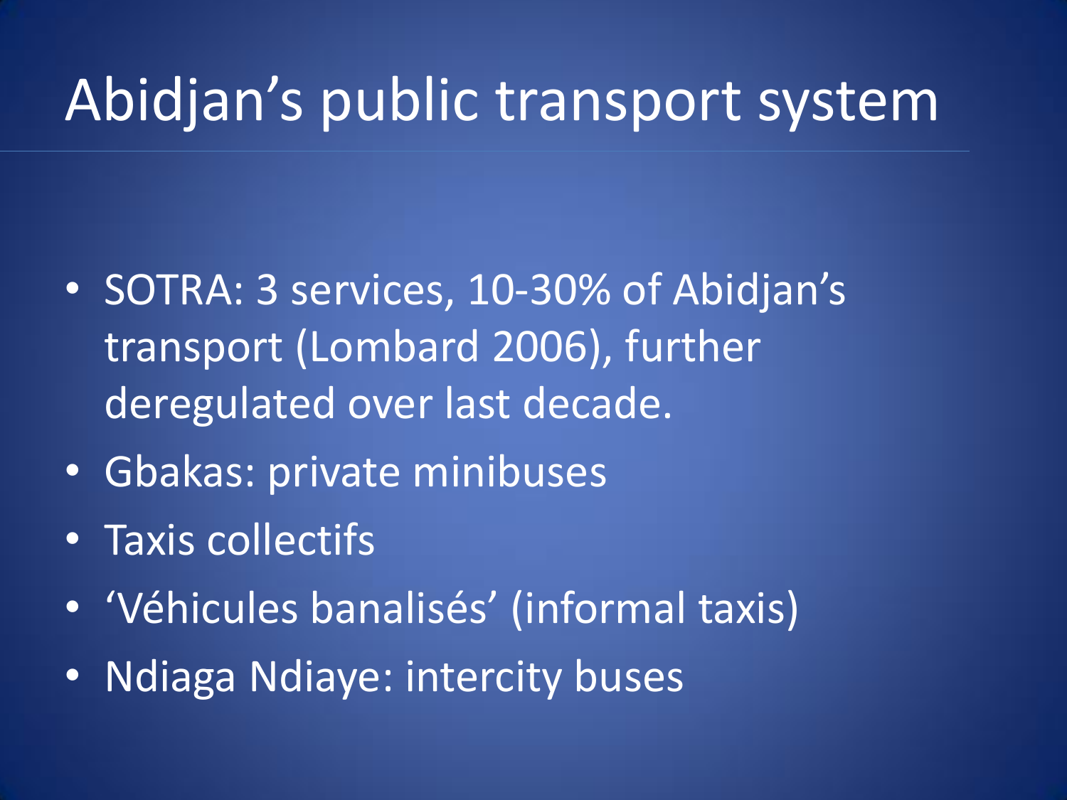# Abidjan’s public transport system

- SOTRA: 3 services, 10-30% of Abidjan’s transport (Lombard 2006), further deregulated over last decade.
- Gbakas: private minibuses
- Taxis collectifs
- ‘Véhicules banalisés’ (informal taxis)
- Ndiaga Ndiaye: intercity buses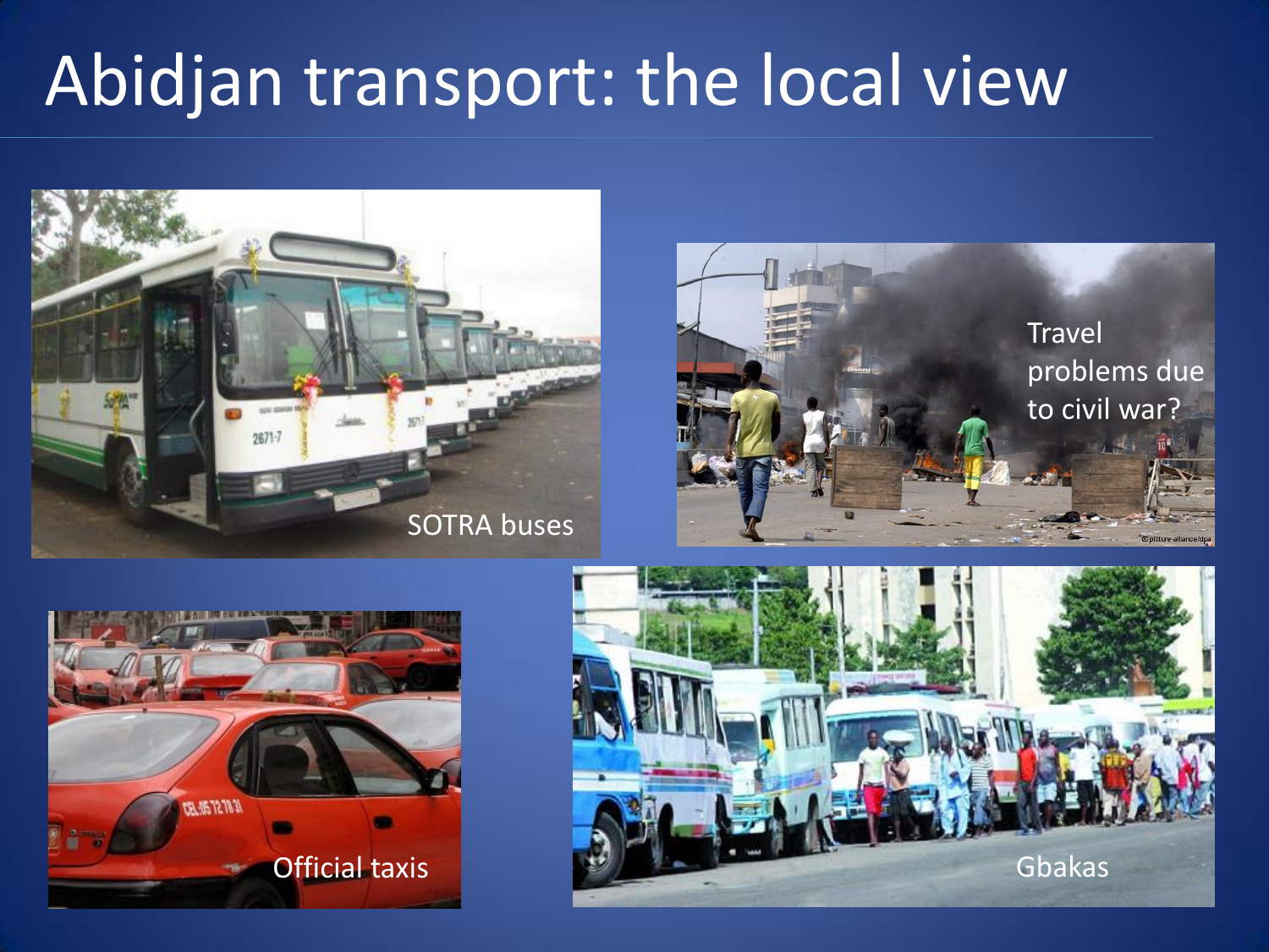# Abidjan transport: the local view

SOTRA buses

Travel problems due to civil war?

Official taxis

Gbakas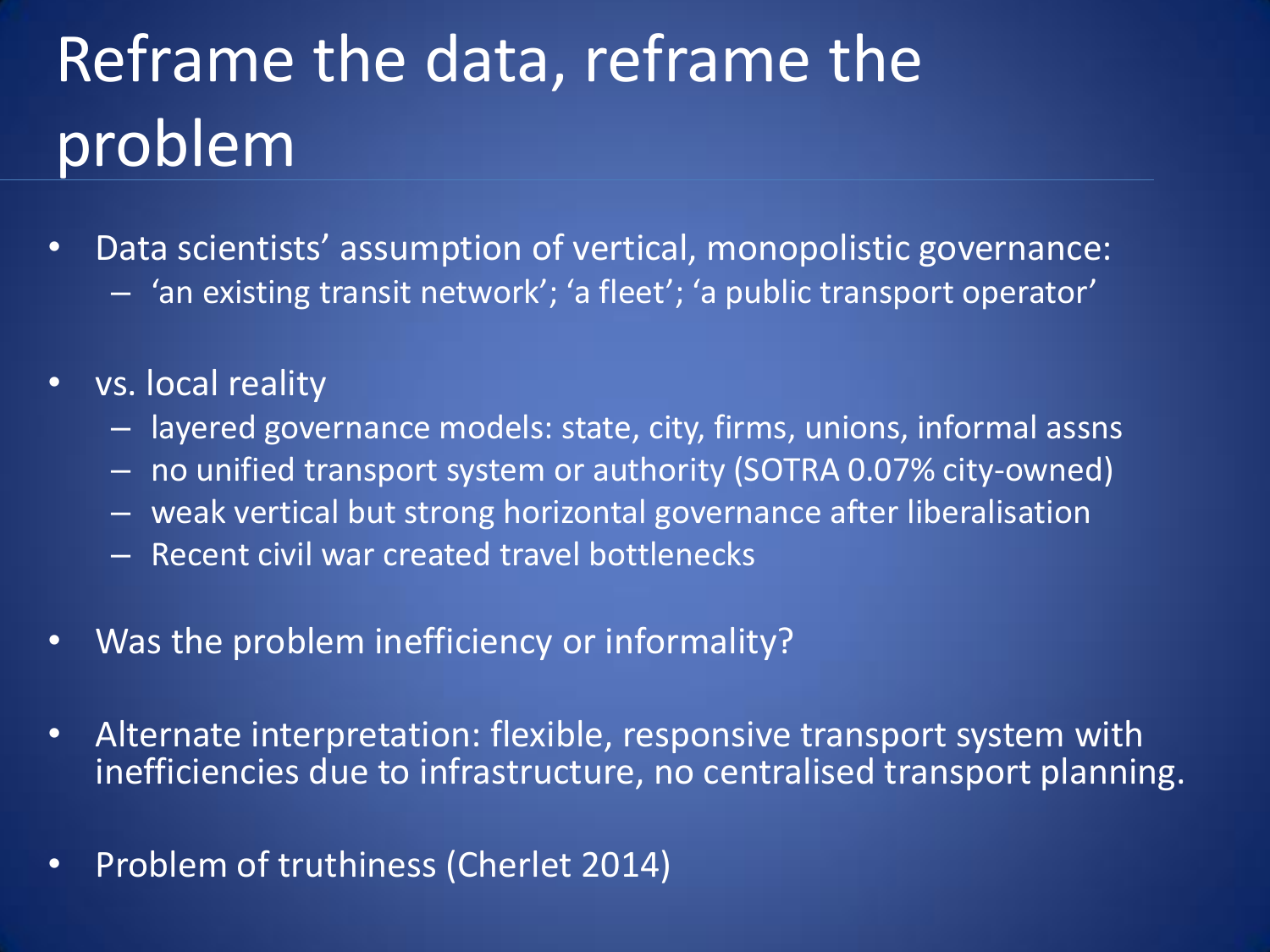# Reframe the data, reframe the problem

- Data scientists' assumption of vertical, monopolistic governance:
  - 'an existing transit network'; 'a fleet'; 'a public transport operator'
- vs. local reality
  - layered governance models: state, city, firms, unions, informal assns
  - no unified transport system or authority (SOTRA 0.07% city-owned)
  - weak vertical but strong horizontal governance after liberalisation
  - Recent civil war created travel bottlenecks
- Was the problem inefficiency or informality?
- Alternate interpretation: flexible, responsive transport system with inefficiencies due to infrastructure, no centralised transport planning.
- Problem of truthiness (Cherlet 2014)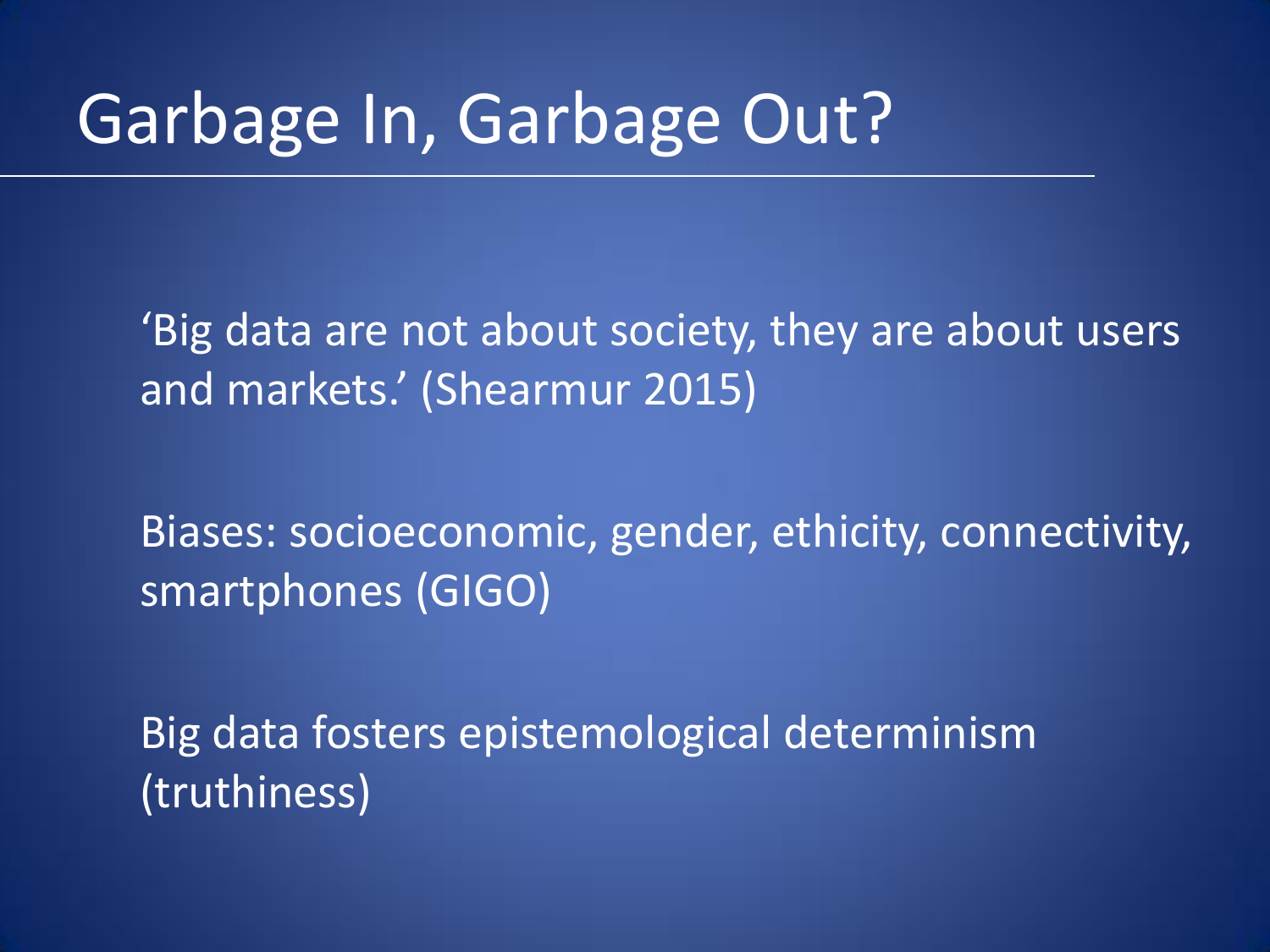# Garbage In, Garbage Out?

'Big data are not about society, they are about users and markets.' (Shearmur 2015)

Biases: socioeconomic, gender, ethicity, connectivity, smartphones (GIGO)

Big data fosters epistemological determinism (truthiness)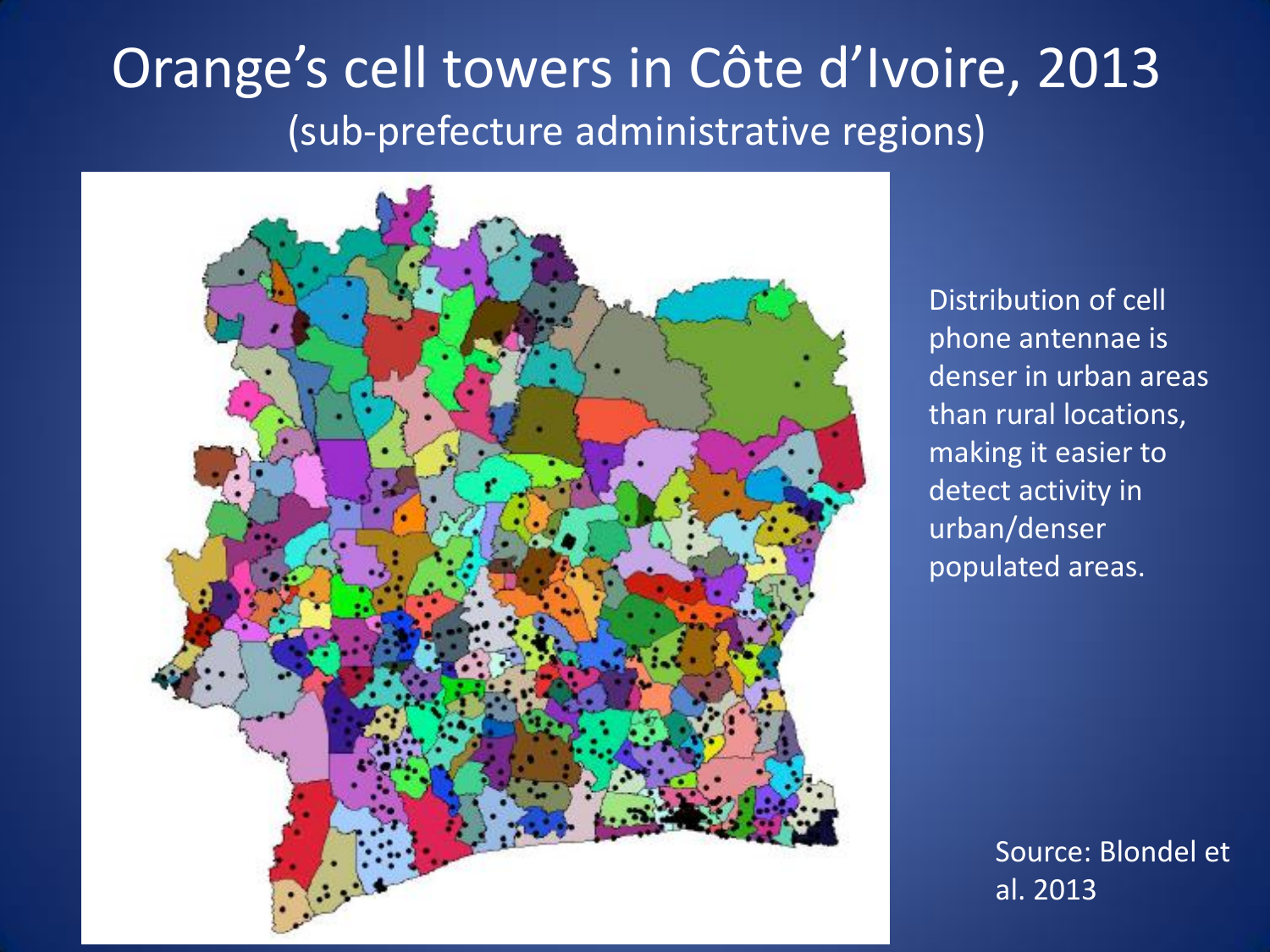# Orange's cell towers in Côte d'Ivoire, 2013

(sub-prefecture administrative regions)

Distribution of cell phone antennae is denser in urban areas than rural locations, making it easier to detect activity in urban/denser populated areas.

Source: Blondel et al. 2013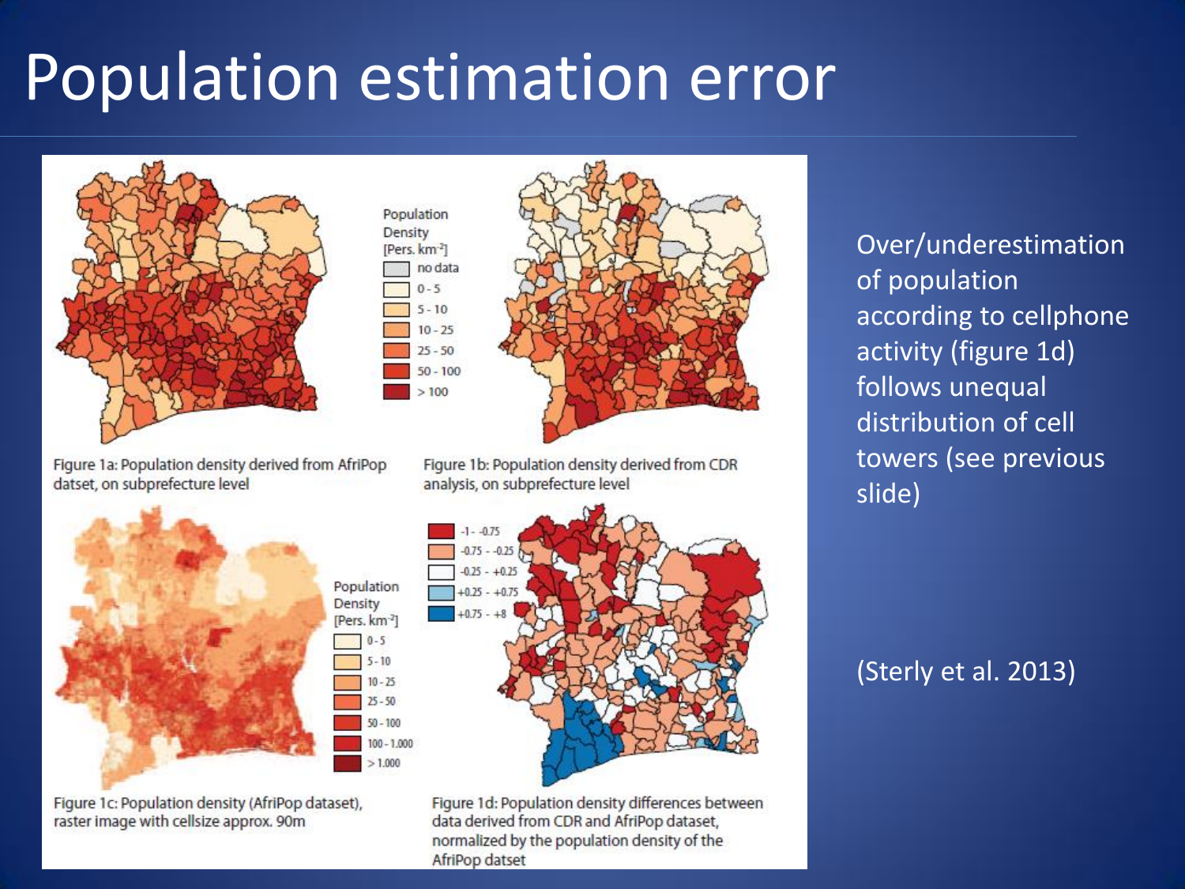# Population estimation error

Figure 1a: Population density derived from AfriPop datset, on subprefecture level

Figure 1b: Population density derived from CDR analysis, on subprefecture level

Figure 1c: Population density (AfriPop dataset), raster image with cellsize approx. 90m

Figure 1d: Population density differences between data derived from CDR and AfriPop dataset, normalized by the population density of the AfriPop datset

Over/underestimation of population according to cellphone activity (figure 1d) follows unequal distribution of cell towers (see previous slide)

(Sterly et al. 2013)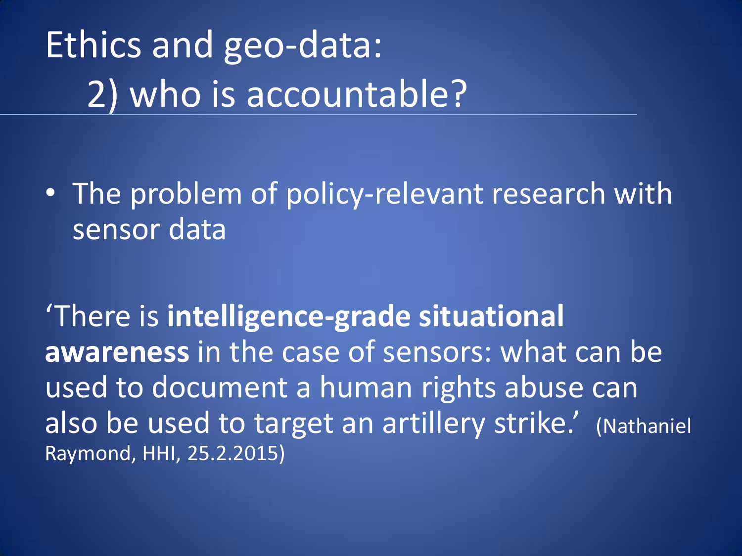# Ethics and geo-data: 2) who is accountable?

- The problem of policy-relevant research with sensor data

‘There is **intelligence-grade situational awareness** in the case of sensors: what can be used to document a human rights abuse can also be used to target an artillery strike.’ (Nathaniel Raymond, HHI, 25.2.2015)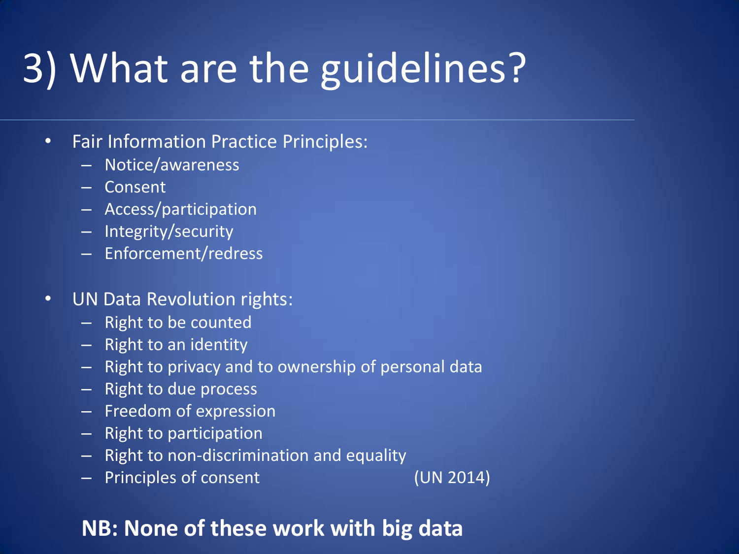# 3) What are the guidelines?

- Fair Information Practice Principles:
  - Notice/awareness
  - Consent
  - Access/participation
  - Integrity/security
  - Enforcement/redress

- UN Data Revolution rights:
  - Right to be counted
  - Right to an identity
  - Right to privacy and to ownership of personal data
  - Right to due process
  - Freedom of expression
  - Right to participation
  - Right to non-discrimination and equality
  - Principles of consent (UN 2014)

**NB: None of these work with big data**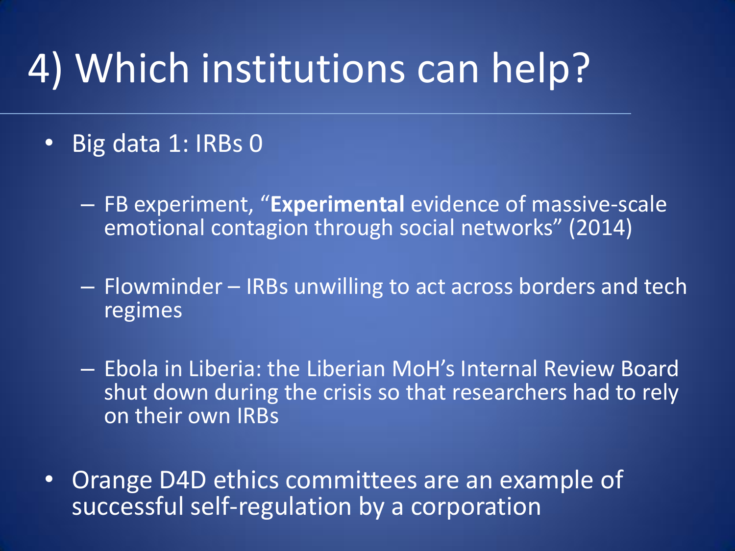# 4) Which institutions can help?

- Big data 1: IRBs 0
  - FB experiment, "**Experimental** evidence of massive-scale emotional contagion through social networks" (2014)
  - Flowminder – IRBs unwilling to act across borders and tech regimes
  - Ebola in Liberia: the Liberian MoH's Internal Review Board shut down during the crisis so that researchers had to rely on their own IRBs
- Orange D4D ethics committees are an example of successful self-regulation by a corporation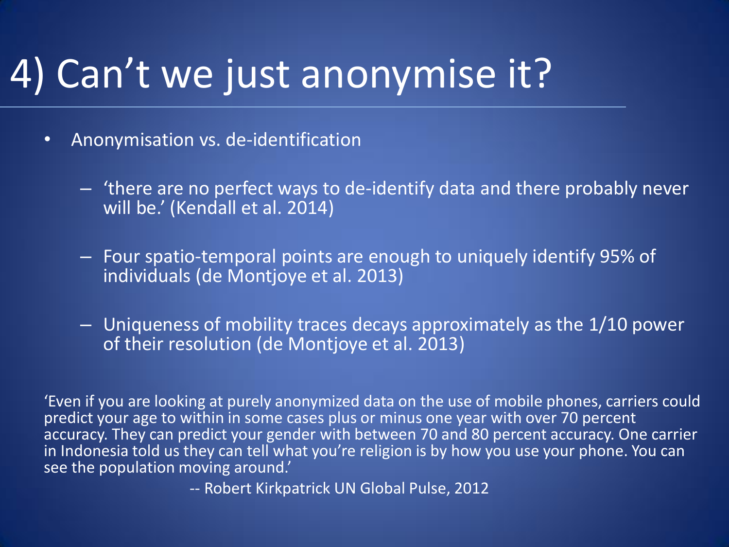# 4) Can't we just anonymise it?

- Anonymisation vs. de-identification
  - 'there are no perfect ways to de-identify data and there probably never will be.' (Kendall et al. 2014)
  - Four spatio-temporal points are enough to uniquely identify 95% of individuals (de Montjoye et al. 2013)
  - Uniqueness of mobility traces decays approximately as the 1/10 power of their resolution (de Montjoye et al. 2013)

'Even if you are looking at purely anonymized data on the use of mobile phones, carriers could predict your age to within in some cases plus or minus one year with over 70 percent accuracy. They can predict your gender with between 70 and 80 percent accuracy. One carrier in Indonesia told us they can tell what you're religion is by how you use your phone. You can see the population moving around.'

-- Robert Kirkpatrick UN Global Pulse, 2012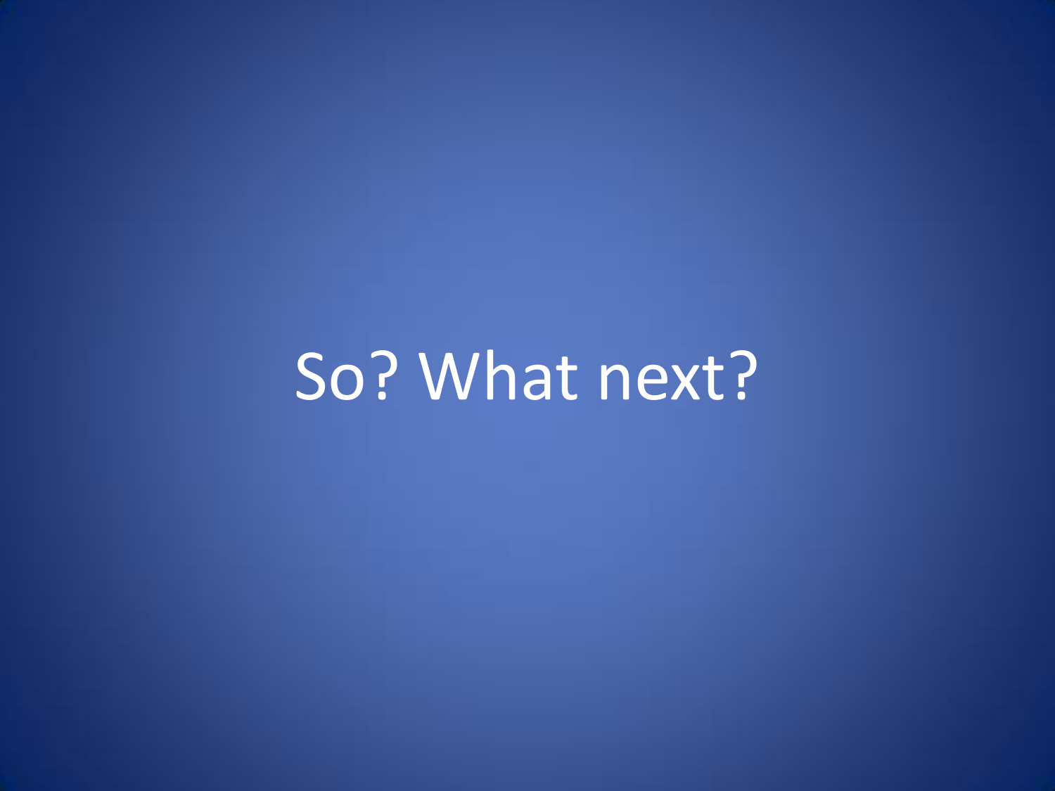# So? What next?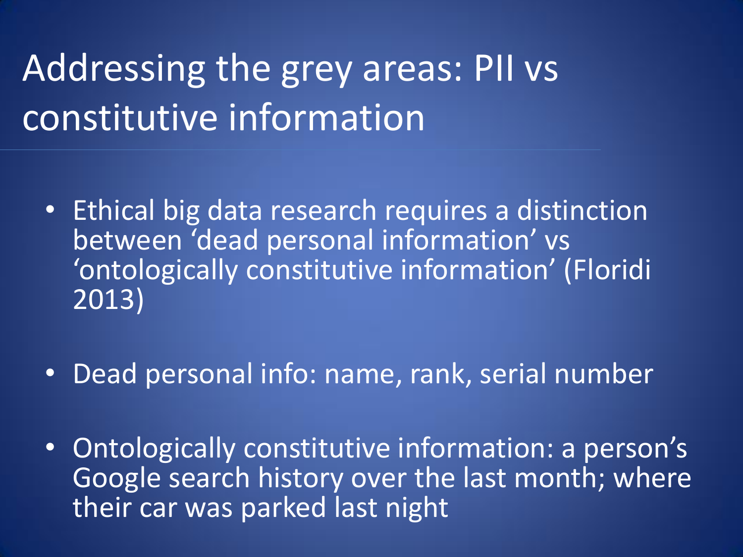# Addressing the grey areas: PII vs constitutive information

- Ethical big data research requires a distinction between ‘dead personal information’ vs ‘ontologically constitutive information’ (Floridi 2013)
- Dead personal info: name, rank, serial number
- Ontologically constitutive information: a person’s Google search history over the last month; where their car was parked last night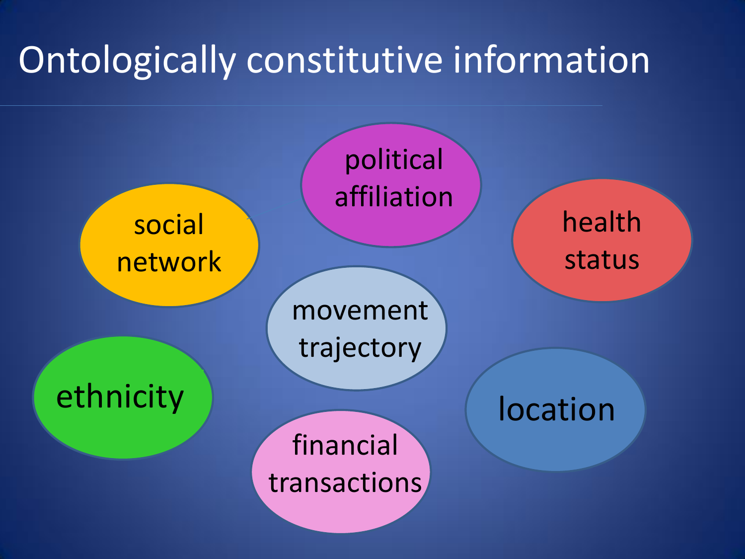# Ontologically constitutive information

- political affiliation
- social network
- health status
- movement trajectory
- ethnicity
- location
- financial transactions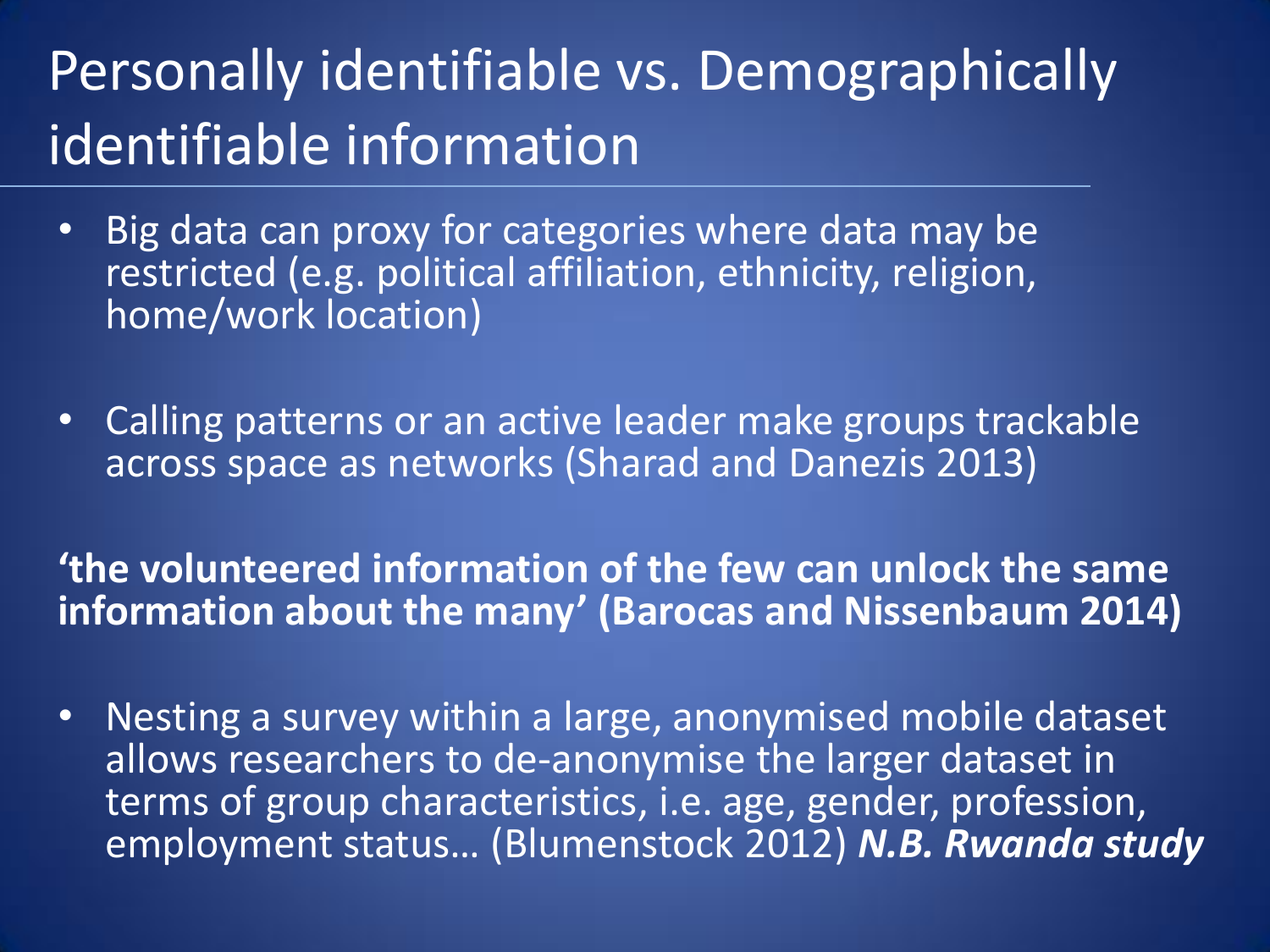# Personally identifiable vs. Demographically identifiable information

- Big data can proxy for categories where data may be restricted (e.g. political affiliation, ethnicity, religion, home/work location)

- Calling patterns or an active leader make groups trackable across space as networks (Sharad and Danezis 2013)

**‘the volunteered information of the few can unlock the same information about the many’ (Barocas and Nissenbaum 2014)**

- Nesting a survey within a large, anonymised mobile dataset allows researchers to de-anonymise the larger dataset in terms of group characteristics, i.e. age, gender, profession, employment status… (Blumenstock 2012) ***N.B. Rwanda study***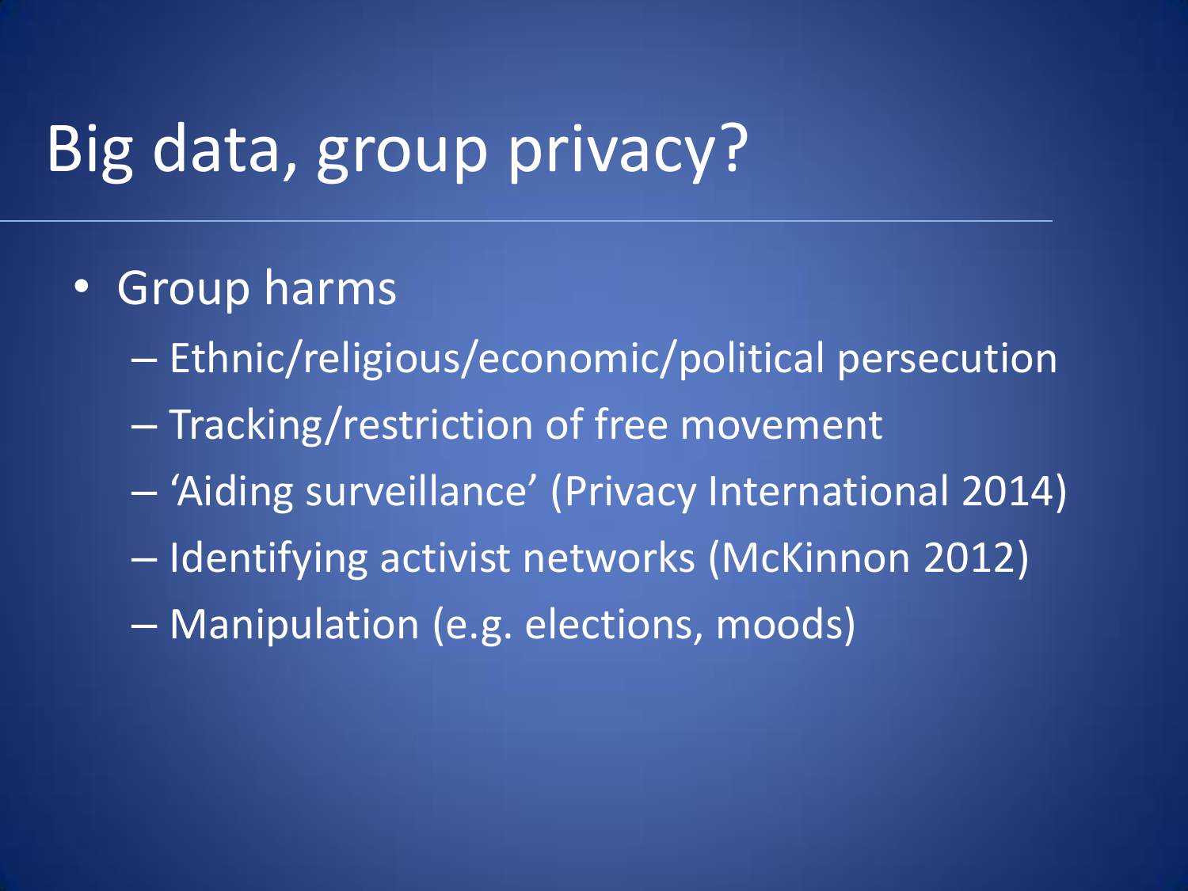# Big data, group privacy?

- Group harms
  - Ethnic/religious/economic/political persecution
  - Tracking/restriction of free movement
  - 'Aiding surveillance' (Privacy International 2014)
  - Identifying activist networks (McKinnon 2012)
  - Manipulation (e.g. elections, moods)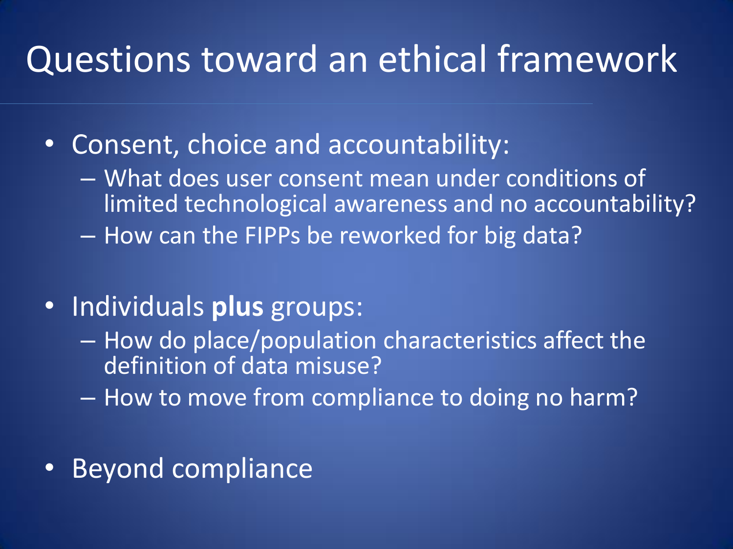# Questions toward an ethical framework

- Consent, choice and accountability:
  - What does user consent mean under conditions of limited technological awareness and no accountability?
  - How can the FIPPs be reworked for big data?
- Individuals **plus** groups:
  - How do place/population characteristics affect the definition of data misuse?
  - How to move from compliance to doing no harm?
- Beyond compliance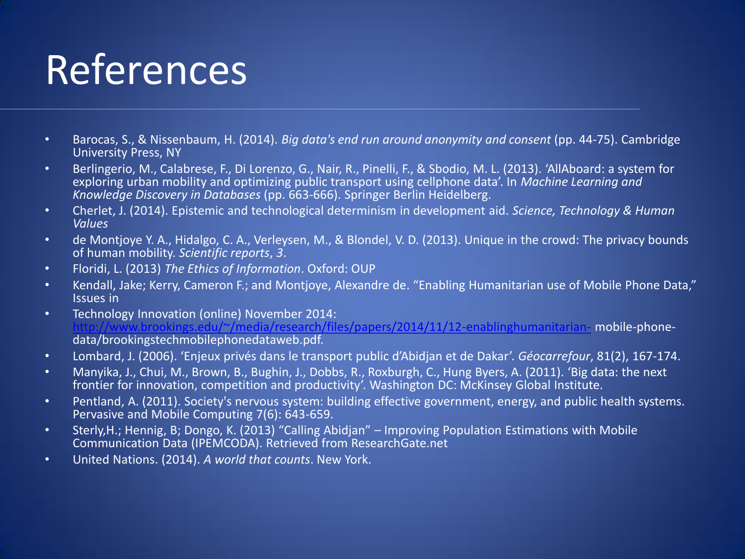# References

- Barocas, S., & Nissenbaum, H. (2014). *Big data's end run around anonymity and consent* (pp. 44-75). Cambridge University Press, NY
- Berlingerio, M., Calabrese, F., Di Lorenzo, G., Nair, R., Pinelli, F., & Sbodio, M. L. (2013). 'AllAboard: a system for exploring urban mobility and optimizing public transport using cellphone data'. In *Machine Learning and Knowledge Discovery in Databases* (pp. 663-666). Springer Berlin Heidelberg.
- Cherlet, J. (2014). Epistemic and technological determinism in development aid. *Science, Technology & Human Values*
- de Montjoye Y. A., Hidalgo, C. A., Verleysen, M., & Blondel, V. D. (2013). Unique in the crowd: The privacy bounds of human mobility. *Scientific reports*, *3*.
- Floridi, L. (2013) *The Ethics of Information*. Oxford: OUP
- Kendall, Jake; Kerry, Cameron F.; and Montjoye, Alexandre de. "Enabling Humanitarian use of Mobile Phone Data," Issues in
- Technology Innovation (online) November 2014: [http://www.brookings.edu/~/media/research/files/papers/2014/11/12-enablinghumanitarian-](http://www.brookings.edu/~/media/research/files/papers/2014/11/12-enablinghumanitarian-) mobile-phone-data/brookingstechmobilephonedataweb.pdf.
- Lombard, J. (2006). 'Enjeux privés dans le transport public d'Abidjan et de Dakar'. *Géocarrefour*, 81(2), 167-174.
- Manyika, J., Chui, M., Brown, B., Bughin, J., Dobbs, R., Roxburgh, C., Hung Byers, A. (2011). 'Big data: the next frontier for innovation, competition and productivity'. Washington DC: McKinsey Global Institute.
- Pentland, A. (2011). Society's nervous system: building effective government, energy, and public health systems. Pervasive and Mobile Computing 7(6): 643-659.
- Sterly,H.; Hennig, B; Dongo, K. (2013) "Calling Abidjan" – Improving Population Estimations with Mobile Communication Data (IPEMCODA). Retrieved from ResearchGate.net
- United Nations. (2014). *A world that counts*. New York.